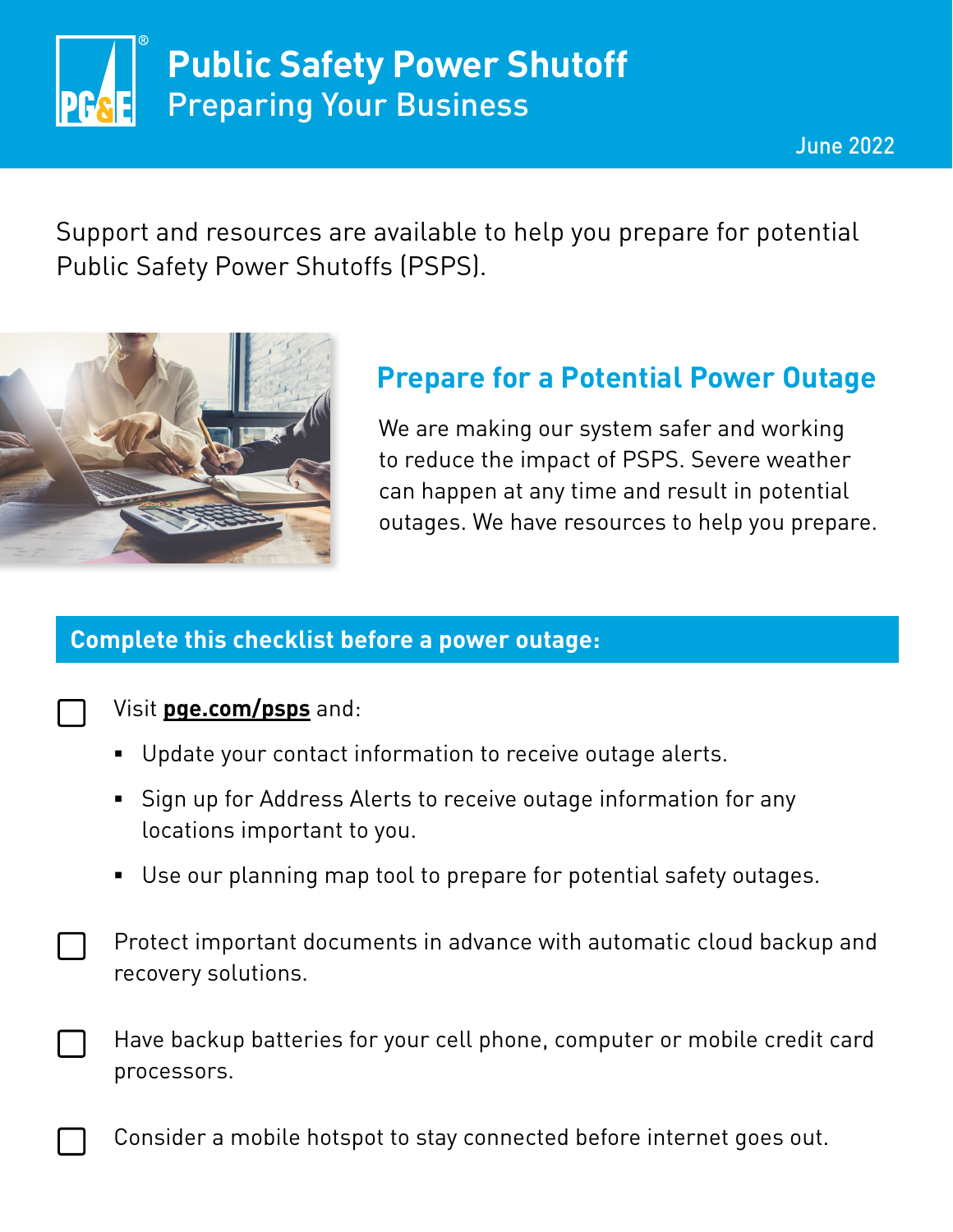# Public Safety Power Shutoff

## Preparing Your Business

June 2022

Support and resources are available to help you prepare for potential Public Safety Power Shutoffs (PSPS).

## Prepare for a Potential Power Outage

We are making our system safer and working to reduce the impact of PSPS. Severe weather can happen at any time and result in potential outages. We have resources to help you prepare.

### Complete this checklist before a power outage:

- [ ] Visit **pge.com/psps** and:
  - Update your contact information to receive outage alerts.
  - Sign up for Address Alerts to receive outage information for any locations important to you.
  - Use our planning map tool to prepare for potential safety outages.
- [ ] Protect important documents in advance with automatic cloud backup and recovery solutions.
- [ ] Have backup batteries for your cell phone, computer or mobile credit card processors.
- [ ] Consider a mobile hotspot to stay connected before internet goes out.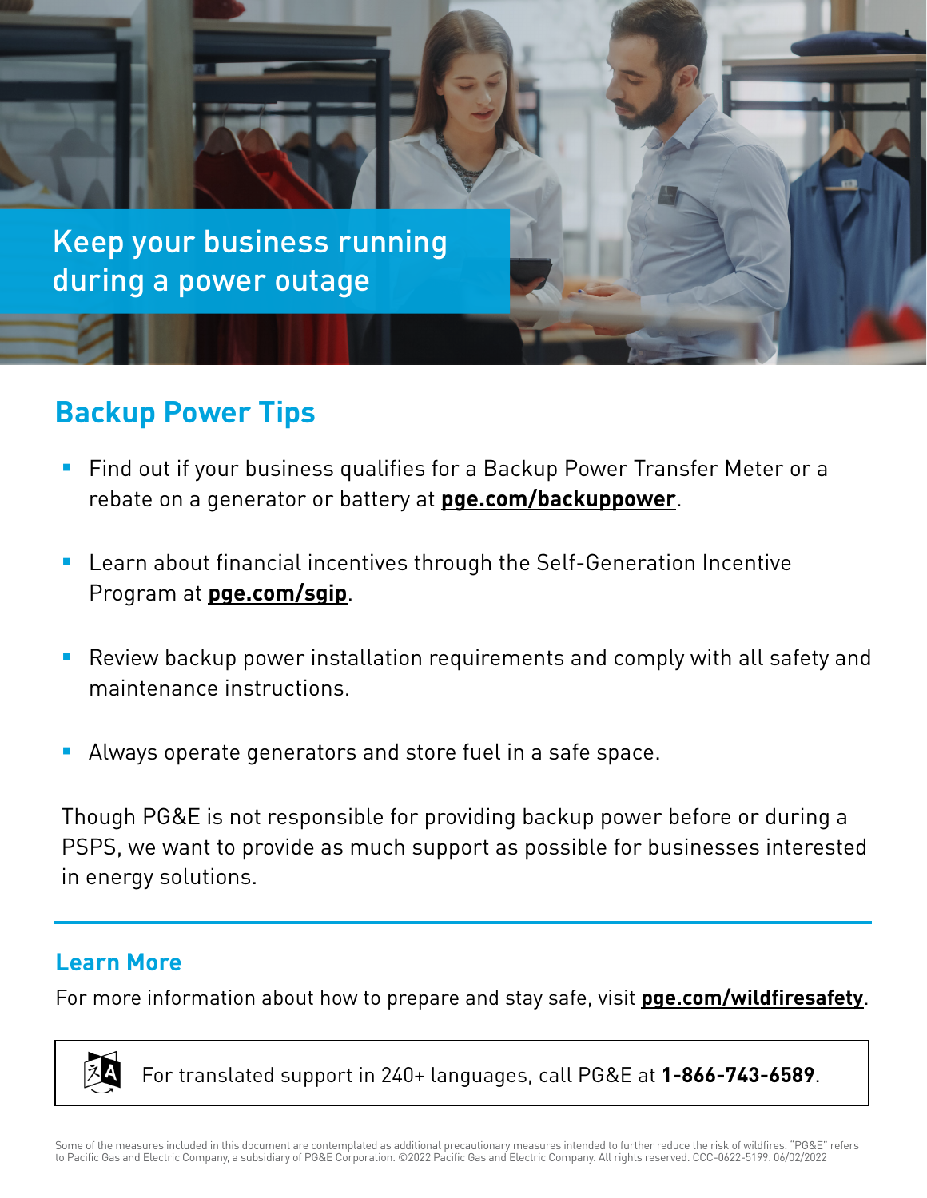# Keep your business running during a power outage

## Backup Power Tips

- Find out if your business qualifies for a Backup Power Transfer Meter or a rebate on a generator or battery at **pge.com/backuppower**.
- Learn about financial incentives through the Self-Generation Incentive Program at **pge.com/sgip**.
- Review backup power installation requirements and comply with all safety and maintenance instructions.
- Always operate generators and store fuel in a safe space.

Though PG&E is not responsible for providing backup power before or during a PSPS, we want to provide as much support as possible for businesses interested in energy solutions.

## Learn More

For more information about how to prepare and stay safe, visit **pge.com/wildfiresafety**.

For translated support in 240+ languages, call PG&E at **1-866-743-6589**.

Some of the measures included in this document are contemplated as additional precautionary measures intended to further reduce the risk of wildfires. "PG&E" refers to Pacific Gas and Electric Company, a subsidiary of PG&E Corporation. ©2022 Pacific Gas and Electric Company. All rights reserved. CCC-0622-5199. 06/02/2022